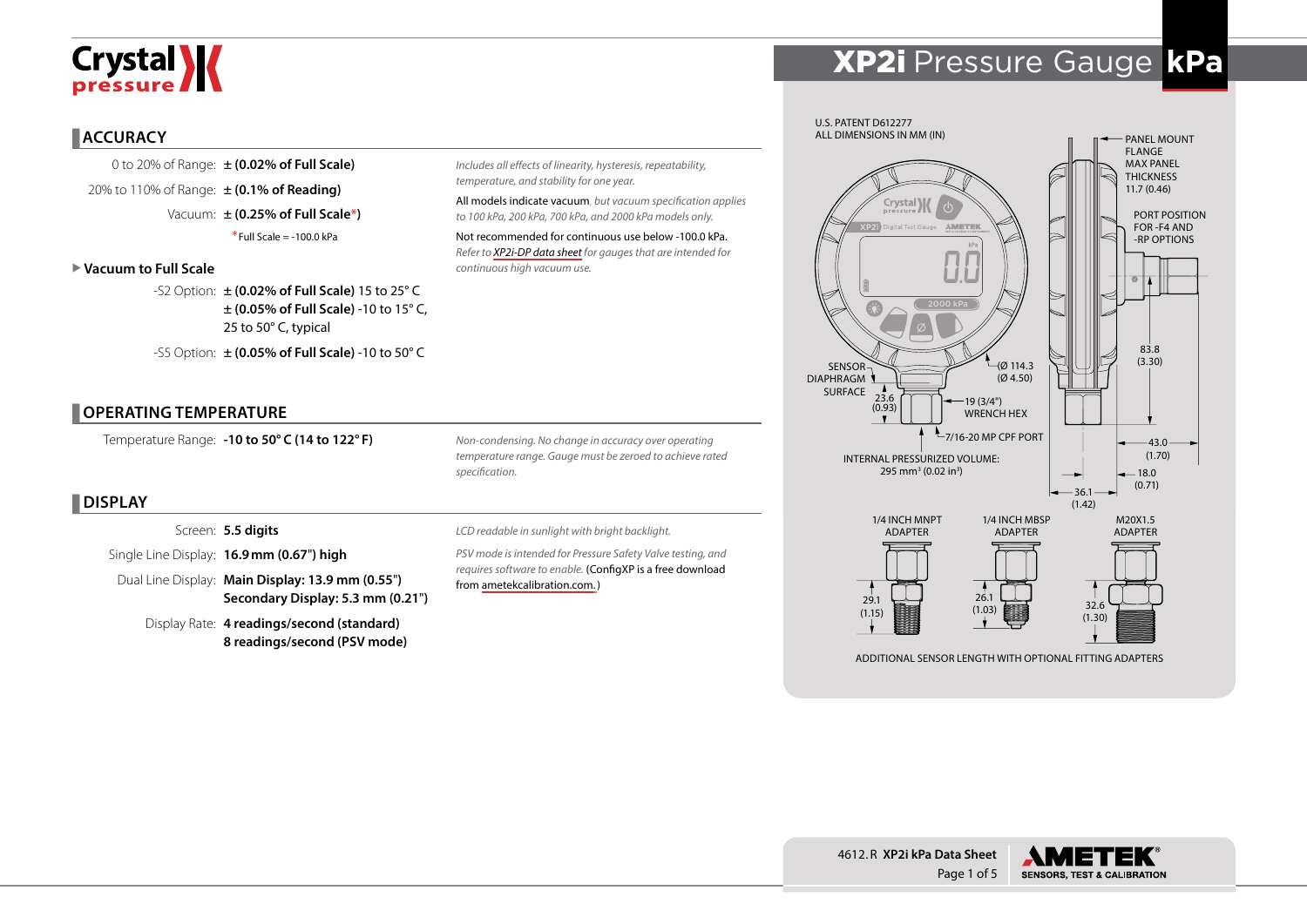# XP2i Pressure Gauge kPa

## ACCURACY

| | | |
|---|---|---|
| 0 to 20% of Range: | **± (0.02% of Full Scale)** | *Includes all effects of linearity, hysteresis, repeatability, temperature, and stability for one year.* |
| 20% to 110% of Range: | **± (0.1% of Reading)** | All models indicate vacuum, *but vacuum specification applies to 100 kPa, 200 kPa, 700 kPa, and 2000 kPa models only.* |
| Vacuum: | **± (0.25% of Full Scale*)** | Not recommended for continuous use below -100.0 kPa. *Refer to XP2i-DP data sheet for gauges that are intended for continuous high vacuum use.* |
| | *Full Scale = -100.0 kPa | |

### Vacuum to Full Scale

| | |
|---|---|
| -S2 Option: | **± (0.02% of Full Scale)** 15 to 25° C<br>**± (0.05% of Full Scale)** -10 to 15° C, 25 to 50° C, typical |
| -S5 Option: | **± (0.05% of Full Scale)** -10 to 50° C |

## OPERATING TEMPERATURE

| | | |
|---|---|---|
| Temperature Range: | **-10 to 50° C (14 to 122° F)** | *Non-condensing. No change in accuracy over operating temperature range. Gauge must be zeroed to achieve rated specification.* |

## DISPLAY

| | | |
|---|---|---|
| Screen: | **5.5 digits** | *LCD readable in sunlight with bright backlight.* |
| Single Line Display: | **16.9 mm (0.67") high** | *PSV mode is intended for Pressure Safety Valve testing, and requires software to enable.* (ConfigXP is a free download from ametekcalibration.com.) |
| Dual Line Display: | **Main Display: 13.9 mm (0.55")**<br>**Secondary Display: 5.3 mm (0.21")** | |
| Display Rate: | **4 readings/second (standard)**<br>**8 readings/second (PSV mode)** | |

U.S. PATENT D612277
ALL DIMENSIONS IN MM (IN)

PANEL MOUNT FLANGE MAX PANEL THICKNESS 11.7 (0.46)

PORT POSITION FOR -F4 AND -RP OPTIONS

SENSOR DIAPHRAGM SURFACE

23.6 (0.93)

(Ø 114.3 (Ø 4.50)

19 (3/4") WRENCH HEX

7/16-20 MP CPF PORT

83.8 (3.30)

43.0 (1.70)

18.0 (0.71)

36.1 (1.42)

INTERNAL PRESSURIZED VOLUME: 295 mm³ (0.02 in³)

1/4 INCH MNPT ADAPTER — 29.1 (1.15)

1/4 INCH MBSP ADAPTER — 26.1 (1.03)

M20X1.5 ADAPTER — 32.6 (1.30)

ADDITIONAL SENSOR LENGTH WITH OPTIONAL FITTING ADAPTERS

4612.R **XP2i kPa Data Sheet**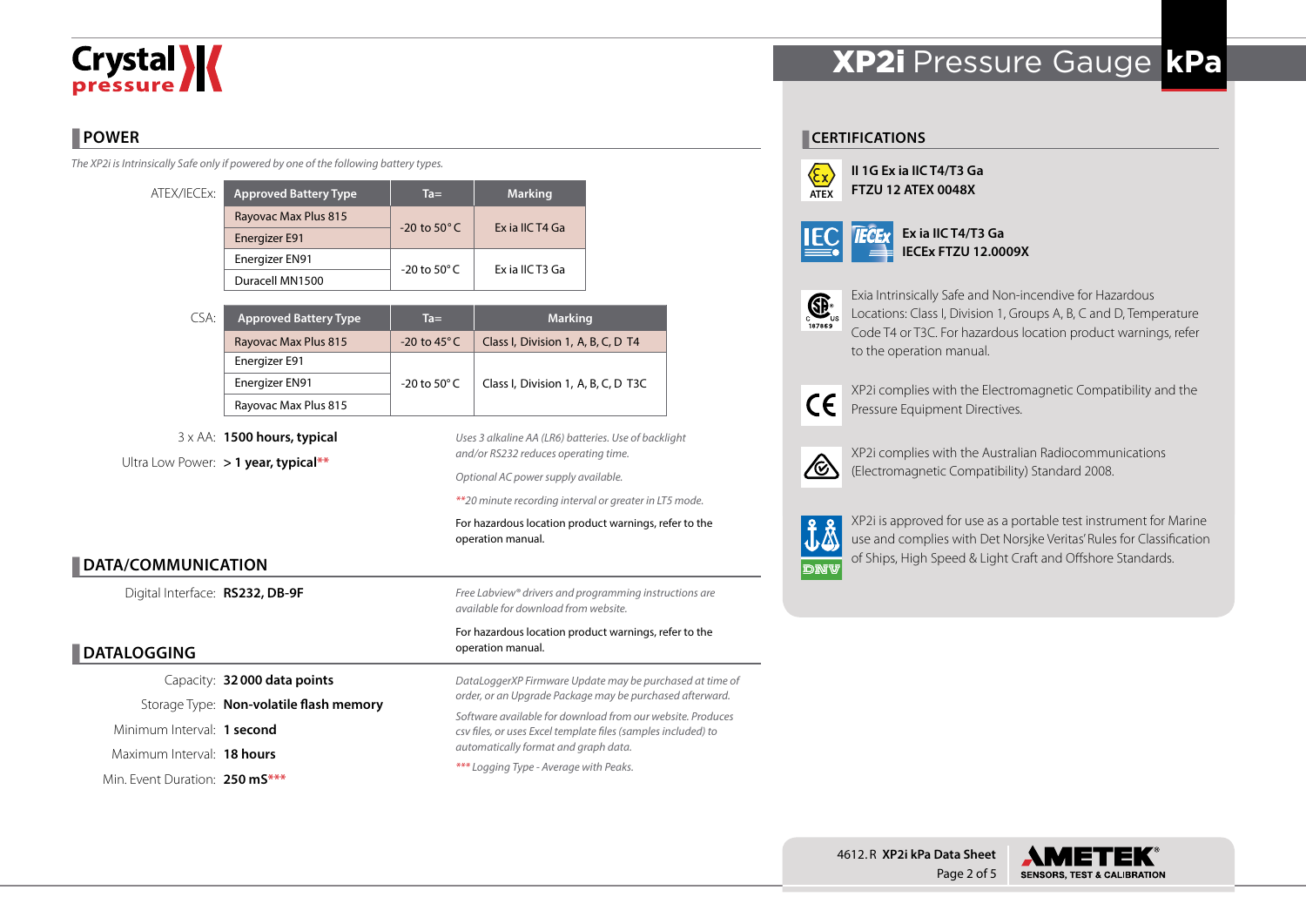# XP2i Pressure Gauge kPa

## POWER

*The XP2i is Intrinsically Safe only if powered by one of the following battery types.*

ATEX/IECEx:

| Approved Battery Type | Ta= | Marking |
|---|---|---|
| Rayovac Max Plus 815 | -20 to 50° C | Ex ia IIC T4 Ga |
| Energizer E91 | | |
| Energizer EN91 | -20 to 50° C | Ex ia IIC T3 Ga |
| Duracell MN1500 | | |

CSA:

| Approved Battery Type | Ta= | Marking |
|---|---|---|
| Rayovac Max Plus 815 | -20 to 45° C | Class I, Division 1, A, B, C, D T4 |
| Energizer E91 | -20 to 50° C | Class I, Division 1, A, B, C, D T3C |
| Energizer EN91 | | |
| Rayovac Max Plus 815 | | |

3 x AA: **1500 hours, typical**

Ultra Low Power: **> 1 year, typical****

*Uses 3 alkaline AA (LR6) batteries. Use of backlight and/or RS232 reduces operating time.*

*Optional AC power supply available.*

*\*\*20 minute recording interval or greater in LT5 mode.*

For hazardous location product warnings, refer to the operation manual.

## DATA/COMMUNICATION

Digital Interface: **RS232, DB-9F**

*Free Labview® drivers and programming instructions are available for download from website.*

For hazardous location product warnings, refer to the operation manual.

## DATALOGGING

Capacity: **32 000 data points**

Storage Type: **Non-volatile flash memory**

Minimum Interval: **1 second**

Maximum Interval: **18 hours**

Min. Event Duration: **250 mS*****

*DataLoggerXP Firmware Update may be purchased at time of order, or an Upgrade Package may be purchased afterward.*

*Software available for download from our website. Produces csv files, or uses Excel template files (samples included) to automatically format and graph data.*

*\*\*\* Logging Type - Average with Peaks.*

## CERTIFICATIONS

ATEX: **II 1G Ex ia IIC T4/T3 Ga**
**FTZU 12 ATEX 0048X**

IEC / IECEx: **Ex ia IIC T4/T3 Ga**
**IECEx FTZU 12.0009X**

CSA (187869): Exia Intrinsically Safe and Non-incendive for Hazardous Locations: Class I, Division 1, Groups A, B, C and D, Temperature Code T4 or T3C. For hazardous location product warnings, refer to the operation manual.

CE: XP2i complies with the Electromagnetic Compatibility and the Pressure Equipment Directives.

XP2i complies with the Australian Radiocommunications (Electromagnetic Compatibility) Standard 2008.

DNV: XP2i is approved for use as a portable test instrument for Marine use and complies with Det Norsjke Veritas' Rules for Classification of Ships, High Speed & Light Craft and Offshore Standards.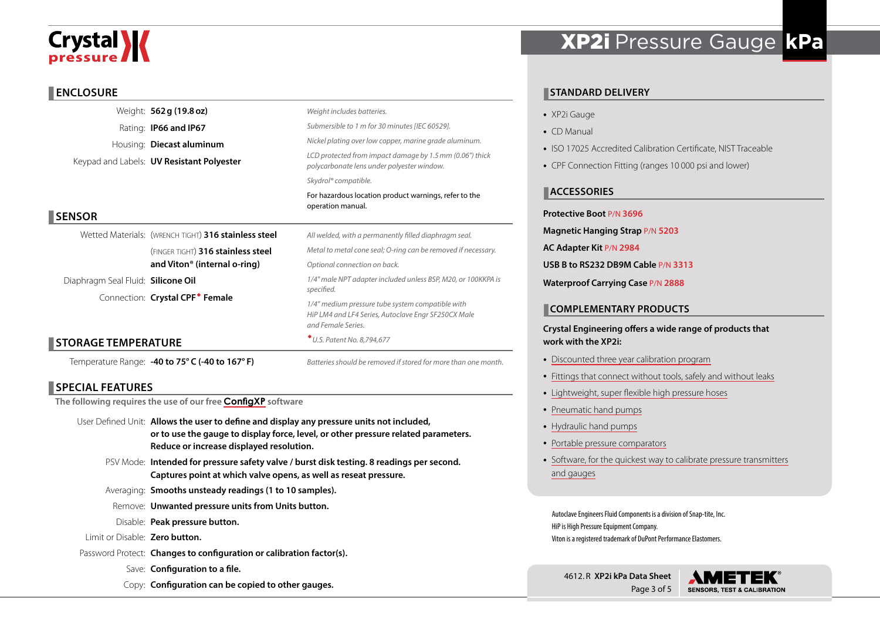Crystal pressure

# XP2i Pressure Gauge kPa

## ENCLOSURE

| | | |
|---|---|---|
| Weight: | **562 g (19.8 oz)** | *Weight includes batteries.* |
| Rating: | **IP66 and IP67** | *Submersible to 1 m for 30 minutes [IEC 60529].* |
| Housing: | **Diecast aluminum** | *Nickel plating over low copper, marine grade aluminum.* |
| Keypad and Labels: | **UV Resistant Polyester** | *LCD protected from impact damage by 1.5 mm (0.06") thick polycarbonate lens under polyester window.* |
| | | *Skydrol® compatible.* |
| | | For hazardous location product warnings, refer to the operation manual. |

## SENSOR

| | | |
|---|---|---|
| Wetted Materials: | (WRENCH TIGHT) **316 stainless steel** | *All welded, with a permanently filled diaphragm seal.* |
| | (FINGER TIGHT) **316 stainless steel and Viton® (internal o-ring)** | *Metal to metal cone seal; O-ring can be removed if necessary.* |
| | | *Optional connection on back.* |
| Diaphragm Seal Fluid: | **Silicone Oil** | *1/4" male NPT adapter included unless BSP, M20, or 100KKPA is specified.* |
| Connection: | **Crystal CPF◆ Female** | *1/4" medium pressure tube system compatible with HiP LM4 and LF4 Series, Autoclave Engr SF250CX Male and Female Series.* |
| | | *◆U.S. Patent No. 8,794,677* |

## STORAGE TEMPERATURE

| | | |
|---|---|---|
| Temperature Range: | **-40 to 75° C (-40 to 167° F)** | *Batteries should be removed if stored for more than one month.* |

## SPECIAL FEATURES

The following requires the use of our free **ConfigXP** software

| | |
|---|---|
| User Defined Unit: | **Allows the user to define and display any pressure units not included, or to use the gauge to display force, level, or other pressure related parameters. Reduce or increase displayed resolution.** |
| PSV Mode: | **Intended for pressure safety valve / burst disk testing. 8 readings per second. Captures point at which valve opens, as well as reseat pressure.** |
| Averaging: | **Smooths unsteady readings (1 to 10 samples).** |
| Remove: | **Unwanted pressure units from Units button.** |
| Disable: | **Peak pressure button.** |
| Limit or Disable: | **Zero button.** |
| Password Protect: | **Changes to configuration or calibration factor(s).** |
| Save: | **Configuration to a file.** |
| Copy: | **Configuration can be copied to other gauges.** |

## STANDARD DELIVERY

- XP2i Gauge
- CD Manual
- ISO 17025 Accredited Calibration Certificate, NIST Traceable
- CPF Connection Fitting (ranges 10 000 psi and lower)

## ACCESSORIES

**Protective Boot** P/N **3696**

**Magnetic Hanging Strap** P/N **5203**

**AC Adapter Kit** P/N **2984**

**USB B to RS232 DB9M Cable** P/N **3313**

**Waterproof Carrying Case** P/N **2888**

## COMPLEMENTARY PRODUCTS

**Crystal Engineering offers a wide range of products that work with the XP2i:**

- Discounted three year calibration program
- Fittings that connect without tools, safely and without leaks
- Lightweight, super flexible high pressure hoses
- Pneumatic hand pumps
- Hydraulic hand pumps
- Portable pressure comparators
- Software, for the quickest way to calibrate pressure transmitters and gauges

Autoclave Engineers Fluid Components is a division of Snap-tite, Inc.
HiP is High Pressure Equipment Company.
Viton is a registered trademark of DuPont Performance Elastomers.

4612.R **XP2i kPa Data Sheet**

AMETEK® SENSORS, TEST & CALIBRATION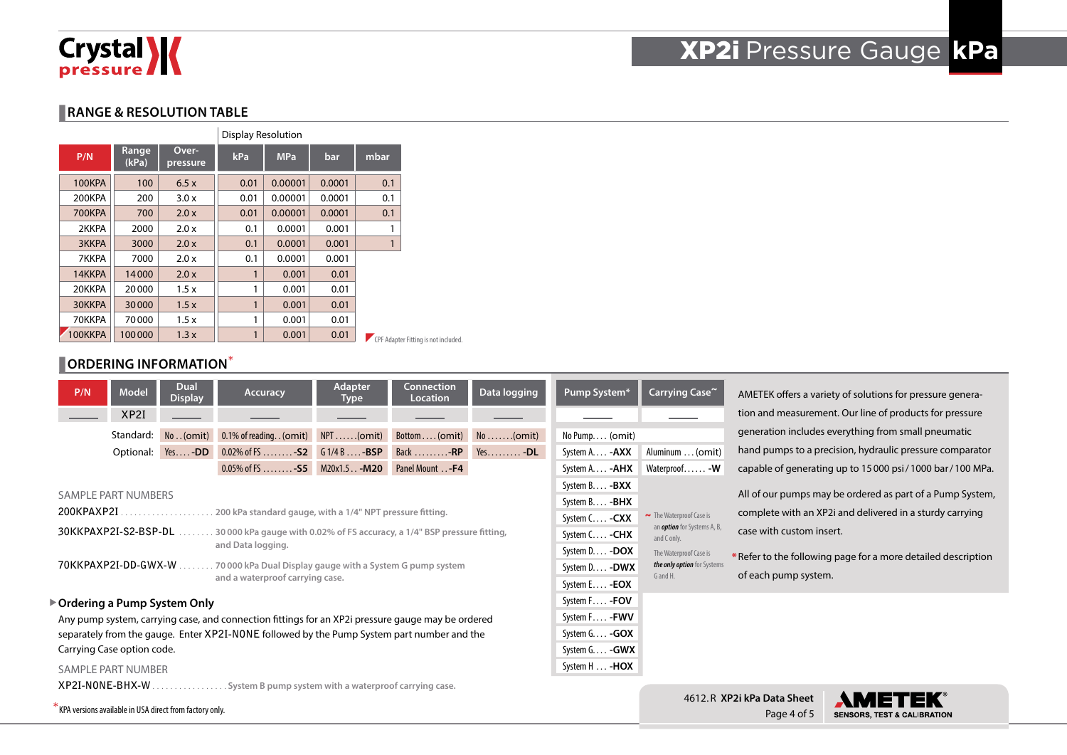# XP2i Pressure Gauge kPa

## RANGE & RESOLUTION TABLE

| P/N | Range (kPa) | Over-pressure | Display Resolution kPa | MPa | bar | mbar |
|---|---|---|---|---|---|---|
| 100KPA | 100 | 6.5 x | 0.01 | 0.00001 | 0.0001 | 0.1 |
| 200KPA | 200 | 3.0 x | 0.01 | 0.00001 | 0.0001 | 0.1 |
| 700KPA | 700 | 2.0 x | 0.01 | 0.00001 | 0.0001 | 0.1 |
| 2KKPA | 2000 | 2.0 x | 0.1 | 0.0001 | 0.001 | 1 |
| 3KKPA | 3000 | 2.0 x | 0.1 | 0.0001 | 0.001 | 1 |
| 7KKPA | 7000 | 2.0 x | 0.1 | 0.0001 | 0.001 | |
| 14KKPA | 14 000 | 2.0 x | 1 | 0.001 | 0.01 | |
| 20KKPA | 20 000 | 1.5 x | 1 | 0.001 | 0.01 | |
| 30KKPA | 30 000 | 1.5 x | 1 | 0.001 | 0.01 | |
| 70KKPA | 70 000 | 1.5 x | 1 | 0.001 | 0.01 | |
| 100KKPA | 100 000 | 1.3 x | 1 | 0.001 | 0.01 | |

CPF Adapter Fitting is not included.

## ORDERING INFORMATION*

| | P/N | Model | Dual Display | Accuracy | Adapter Type | Connection Location | Data logging |
|---|---|---|---|---|---|---|---|
| | ____ | XP2I | ____ | ____ | ____ | ____ | ____ |
| Standard: | | | No . . (omit) | 0.1% of reading . . (omit) | NPT . . . . . .(omit) | Bottom . . . . (omit) | No . . . . . . .(omit) |
| Optional: | | | Yes . . . . -DD | 0.02% of FS . . . . . . . . -S2 | G 1/4 B . . . . -BSP | Back . . . . . . . . . -RP | Yes. . . . . . . . . -DL |
| | | | | 0.05% of FS . . . . . . . . -S5 | M20x1.5 . . -M20 | Panel Mount . . -F4 | |

| Pump System* | Carrying Case~ |
|---|---|
| ____ | ____ |
| No Pump. . . . (omit) | |
| System A. . . . -AXX | Aluminum . . . (omit) |
| System A. . . . -AHX | Waterproof. . . . . . -W |
| System B. . . . -BXX | |
| System B. . . . -BHX | |
| System C. . . . -CXX | |
| System C. . . . -CHX | |
| System D. . . . -DOX | |
| System D. . . . -DWX | |
| System E. . . . -EOX | |
| System F. . . . -FOV | |
| System F. . . . -FWV | |
| System G. . . . -GOX | |
| System G. . . . -GWX | |
| System H . . . -HOX | |

~ The Waterproof Case is an *option* for Systems A, B, and C only.

The Waterproof Case is *the only option* for Systems G and H.

AMETEK offers a variety of solutions for pressure generation and measurement. Our line of products for pressure generation includes everything from small pneumatic hand pumps to a precision, hydraulic pressure comparator capable of generating up to 15 000 psi / 1000 bar / 100 MPa.

All of our pumps may be ordered as part of a Pump System, complete with an XP2i and delivered in a sturdy carrying case with custom insert.

*Refer to the following page for a more detailed description of each pump system.

SAMPLE PART NUMBERS

200KPAXP2I . . . . . . . . . . . . . . . . . . . . 200 kPa standard gauge, with a 1/4" NPT pressure fitting.

30KKPAXP2I-S2-BSP-DL . . . . . . . . 30 000 kPa gauge with 0.02% of FS accuracy, a 1/4" BSP pressure fitting, and Data logging.

70KKPAXP2I-DD-GWX-W . . . . . . . . 70 000 kPa Dual Display gauge with a System G pump system and a waterproof carrying case.

### Ordering a Pump System Only

Any pump system, carrying case, and connection fittings for an XP2i pressure gauge may be ordered separately from the gauge. Enter XP2I-NONE followed by the Pump System part number and the Carrying Case option code.

SAMPLE PART NUMBER

XP2I-NONE-BHX-W . . . . . . . . . . . . . . . . . System B pump system with a waterproof carrying case.

*KPA versions available in USA direct from factory only.

4612.R **XP2i kPa Data Sheet**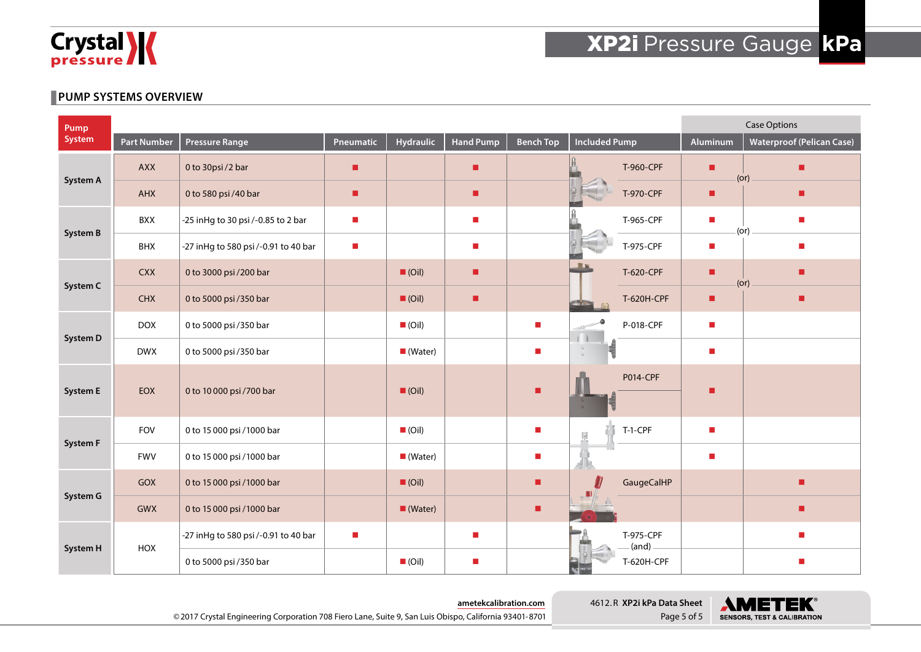## PUMP SYSTEMS OVERVIEW

| Pump System | Part Number | Pressure Range | Pneumatic | Hydraulic | Hand Pump | Bench Top | Included Pump | Case Options: Aluminum | Case Options: Waterproof (Pelican Case) |
|---|---|---|---|---|---|---|---|---|---|
| System A | AXX | 0 to 30psi / 2 bar | ■ | | ■ | | T-960-CPF | ■ (or) | ■ |
| | AHX | 0 to 580 psi / 40 bar | ■ | | ■ | | T-970-CPF | ■ (or) | ■ |
| System B | BXX | -25 inHg to 30 psi / -0.85 to 2 bar | ■ | | ■ | | T-965-CPF | ■ (or) | ■ |
| | BHX | -27 inHg to 580 psi / -0.91 to 40 bar | ■ | | ■ | | T-975-CPF | ■ (or) | ■ |
| System C | CXX | 0 to 3000 psi / 200 bar | | ■ (Oil) | ■ | | T-620-CPF | ■ (or) | ■ |
| | CHX | 0 to 5000 psi / 350 bar | | ■ (Oil) | ■ | | T-620H-CPF | ■ (or) | ■ |
| System D | DOX | 0 to 5000 psi / 350 bar | | ■ (Oil) | | ■ | P-018-CPF | ■ | |
| | DWX | 0 to 5000 psi / 350 bar | | ■ (Water) | | ■ | | ■ | |
| System E | EOX | 0 to 10 000 psi / 700 bar | | ■ (Oil) | | ■ | P014-CPF | ■ | |
| System F | FOV | 0 to 15 000 psi / 1000 bar | | ■ (Oil) | | ■ | T-1-CPF | ■ | |
| | FWV | 0 to 15 000 psi / 1000 bar | | ■ (Water) | | ■ | | ■ | |
| System G | GOX | 0 to 15 000 psi / 1000 bar | | ■ (Oil) | | ■ | GaugeCalHP | | ■ |
| | GWX | 0 to 15 000 psi / 1000 bar | | ■ (Water) | | ■ | | | ■ |
| System H | HOX | -27 inHg to 580 psi / -0.91 to 40 bar | ■ | | ■ | | T-975-CPF (and) | | ■ |
| | | 0 to 5000 psi / 350 bar | | ■ (Oil) | ■ | | T-620H-CPF | | ■ |

ametekcalibration.com

© 2017 Crystal Engineering Corporation 708 Fiero Lane, Suite 9, San Luis Obispo, California 93401-8701

4612.R **XP2i kPa Data Sheet**